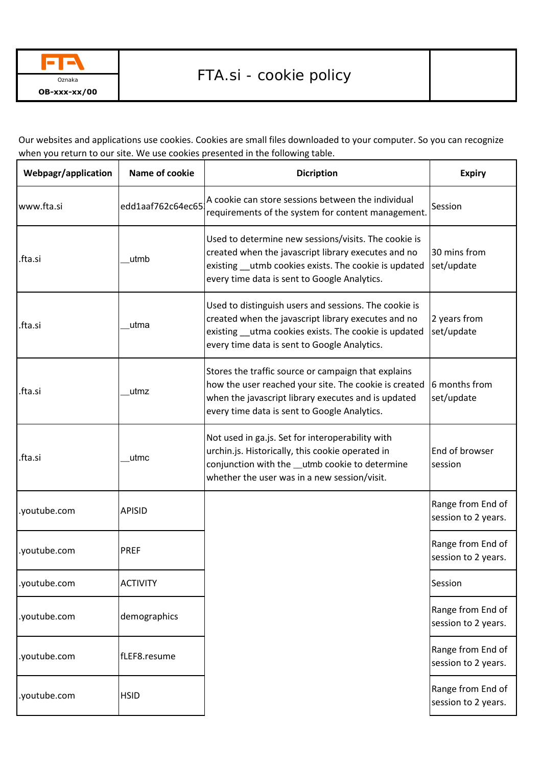| FTA<br>Oznaka<br>**OB-xxx-xx/00** | FTA.si - cookie policy | |
|---|---|---|

Our websites and applications use cookies. Cookies are small files downloaded to your computer. So you can recognize when you return to our site. We use cookies presented in the following table.

| Webpagr/application | Name of cookie | Dicription | Expiry |
|---|---|---|---|
| www.fta.si | edd1aaf762c64ec65 | A cookie can store sessions between the individual requirements of the system for content management. | Session |
| .fta.si | __utmb | Used to determine new sessions/visits. The cookie is created when the javascript library executes and no existing __utmb cookies exists. The cookie is updated every time data is sent to Google Analytics. | 30 mins from set/update |
| .fta.si | __utma | Used to distinguish users and sessions. The cookie is created when the javascript library executes and no existing __utma cookies exists. The cookie is updated every time data is sent to Google Analytics. | 2 years from set/update |
| .fta.si | __utmz | Stores the traffic source or campaign that explains how the user reached your site. The cookie is created when the javascript library executes and is updated every time data is sent to Google Analytics. | 6 months from set/update |
| .fta.si | __utmc | Not used in ga.js. Set for interoperability with urchin.js. Historically, this cookie operated in conjunction with the __utmb cookie to determine whether the user was in a new session/visit. | End of browser session |
| .youtube.com | APISID | | Range from End of session to 2 years. |
| .youtube.com | PREF | | Range from End of session to 2 years. |
| .youtube.com | ACTIVITY | | Session |
| .youtube.com | demographics | | Range from End of session to 2 years. |
| .youtube.com | fLEF8.resume | | Range from End of session to 2 years. |
| .youtube.com | HSID | | Range from End of session to 2 years. |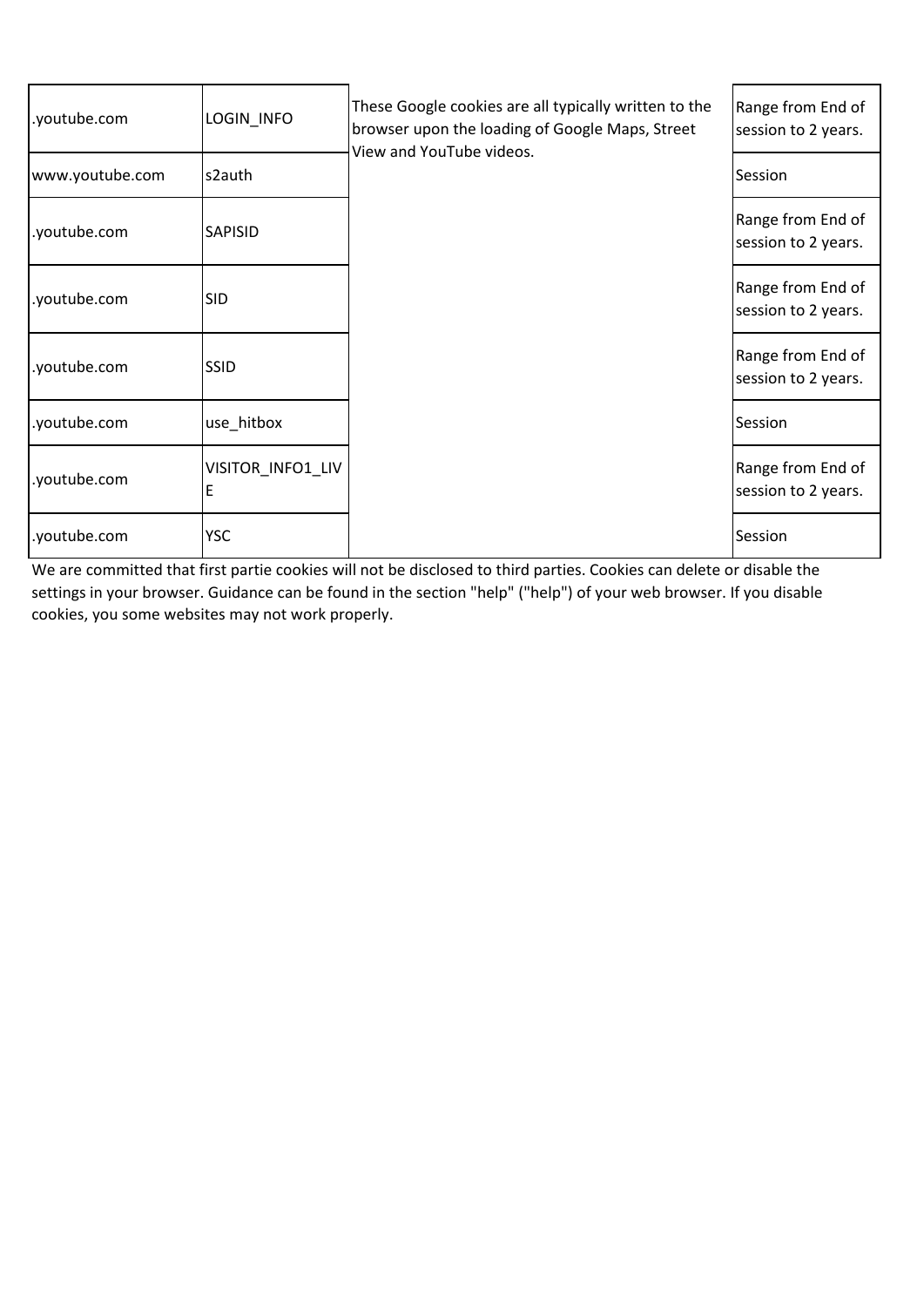| | | | |
|---|---|---|---|
| .youtube.com | LOGIN_INFO | These Google cookies are all typically written to the browser upon the loading of Google Maps, Street View and YouTube videos. | Range from End of session to 2 years. |
| www.youtube.com | s2auth | | Session |
| .youtube.com | SAPISID | | Range from End of session to 2 years. |
| .youtube.com | SID | | Range from End of session to 2 years. |
| .youtube.com | SSID | | Range from End of session to 2 years. |
| .youtube.com | use_hitbox | | Session |
| .youtube.com | VISITOR_INFO1_LIVE | | Range from End of session to 2 years. |
| .youtube.com | YSC | | Session |

We are committed that first partie cookies will not be disclosed to third parties. Cookies can delete or disable the settings in your browser. Guidance can be found in the section "help" ("help") of your web browser. If you disable cookies, you some websites may not work properly.